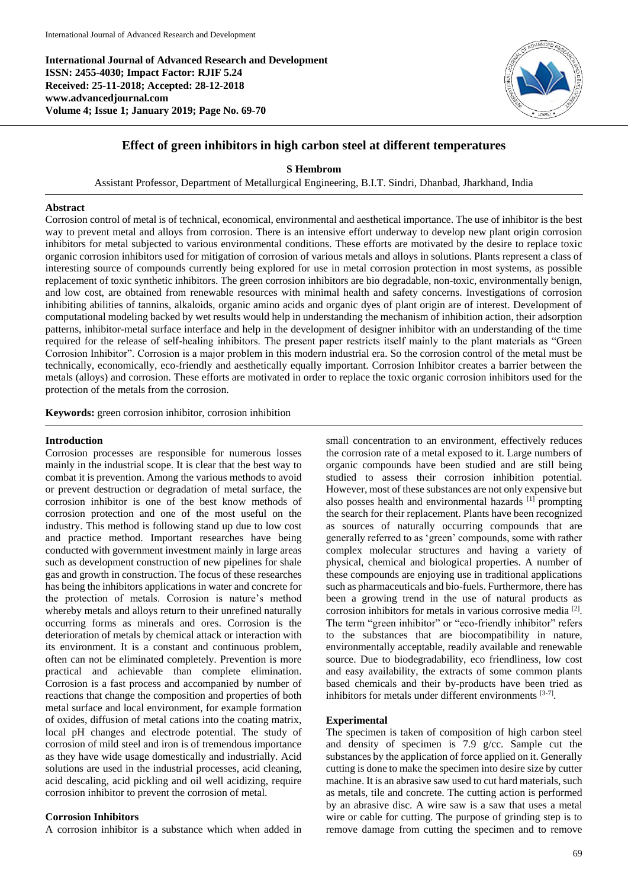**International Journal of Advanced Research and Development**
**ISSN: 2455-4030; Impact Factor: RJIF 5.24**
**Received: 25-11-2018; Accepted: 28-12-2018**
**www.advancedjournal.com**
**Volume 4; Issue 1; January 2019; Page No. 69-70**

# Effect of green inhibitors in high carbon steel at different temperatures

**S Hembrom**

Assistant Professor, Department of Metallurgical Engineering, B.I.T. Sindri, Dhanbad, Jharkhand, India

## Abstract

Corrosion control of metal is of technical, economical, environmental and aesthetical importance. The use of inhibitor is the best way to prevent metal and alloys from corrosion. There is an intensive effort underway to develop new plant origin corrosion inhibitors for metal subjected to various environmental conditions. These efforts are motivated by the desire to replace toxic organic corrosion inhibitors used for mitigation of corrosion of various metals and alloys in solutions. Plants represent a class of interesting source of compounds currently being explored for use in metal corrosion protection in most systems, as possible replacement of toxic synthetic inhibitors. The green corrosion inhibitors are bio degradable, non-toxic, environmentally benign, and low cost, are obtained from renewable resources with minimal health and safety concerns. Investigations of corrosion inhibiting abilities of tannins, alkaloids, organic amino acids and organic dyes of plant origin are of interest. Development of computational modeling backed by wet results would help in understanding the mechanism of inhibition action, their adsorption patterns, inhibitor-metal surface interface and help in the development of designer inhibitor with an understanding of the time required for the release of self-healing inhibitors. The present paper restricts itself mainly to the plant materials as "Green Corrosion Inhibitor". Corrosion is a major problem in this modern industrial era. So the corrosion control of the metal must be technically, economically, eco-friendly and aesthetically equally important. Corrosion Inhibitor creates a barrier between the metals (alloys) and corrosion. These efforts are motivated in order to replace the toxic organic corrosion inhibitors used for the protection of the metals from the corrosion.

**Keywords:** green corrosion inhibitor, corrosion inhibition

## Introduction

Corrosion processes are responsible for numerous losses mainly in the industrial scope. It is clear that the best way to combat it is prevention. Among the various methods to avoid or prevent destruction or degradation of metal surface, the corrosion inhibitor is one of the best know methods of corrosion protection and one of the most useful on the industry. This method is following stand up due to low cost and practice method. Important researches have being conducted with government investment mainly in large areas such as development construction of new pipelines for shale gas and growth in construction. The focus of these researches has being the inhibitors applications in water and concrete for the protection of metals. Corrosion is nature's method whereby metals and alloys return to their unrefined naturally occurring forms as minerals and ores. Corrosion is the deterioration of metals by chemical attack or interaction with its environment. It is a constant and continuous problem, often can not be eliminated completely. Prevention is more practical and achievable than complete elimination. Corrosion is a fast process and accompanied by number of reactions that change the composition and properties of both metal surface and local environment, for example formation of oxides, diffusion of metal cations into the coating matrix, local pH changes and electrode potential. The study of corrosion of mild steel and iron is of tremendous importance as they have wide usage domestically and industrially. Acid solutions are used in the industrial processes, acid cleaning, acid descaling, acid pickling and oil well acidizing, require corrosion inhibitor to prevent the corrosion of metal.

### Corrosion Inhibitors

A corrosion inhibitor is a substance which when added in small concentration to an environment, effectively reduces the corrosion rate of a metal exposed to it. Large numbers of organic compounds have been studied and are still being studied to assess their corrosion inhibition potential. However, most of these substances are not only expensive but also posses health and environmental hazards [1] prompting the search for their replacement. Plants have been recognized as sources of naturally occurring compounds that are generally referred to as 'green' compounds, some with rather complex molecular structures and having a variety of physical, chemical and biological properties. A number of these compounds are enjoying use in traditional applications such as pharmaceuticals and bio-fuels. Furthermore, there has been a growing trend in the use of natural products as corrosion inhibitors for metals in various corrosive media [2]. The term "green inhibitor" or "eco-friendly inhibitor" refers to the substances that are biocompatibility in nature, environmentally acceptable, readily available and renewable source. Due to biodegradability, eco friendliness, low cost and easy availability, the extracts of some common plants based chemicals and their by-products have been tried as inhibitors for metals under different environments [3-7].

## Experimental

The specimen is taken of composition of high carbon steel and density of specimen is 7.9 g/cc. Sample cut the substances by the application of force applied on it. Generally cutting is done to make the specimen into desire size by cutter machine. It is an abrasive saw used to cut hard materials, such as metals, tile and concrete. The cutting action is performed by an abrasive disc. A wire saw is a saw that uses a metal wire or cable for cutting. The purpose of grinding step is to remove damage from cutting the specimen and to remove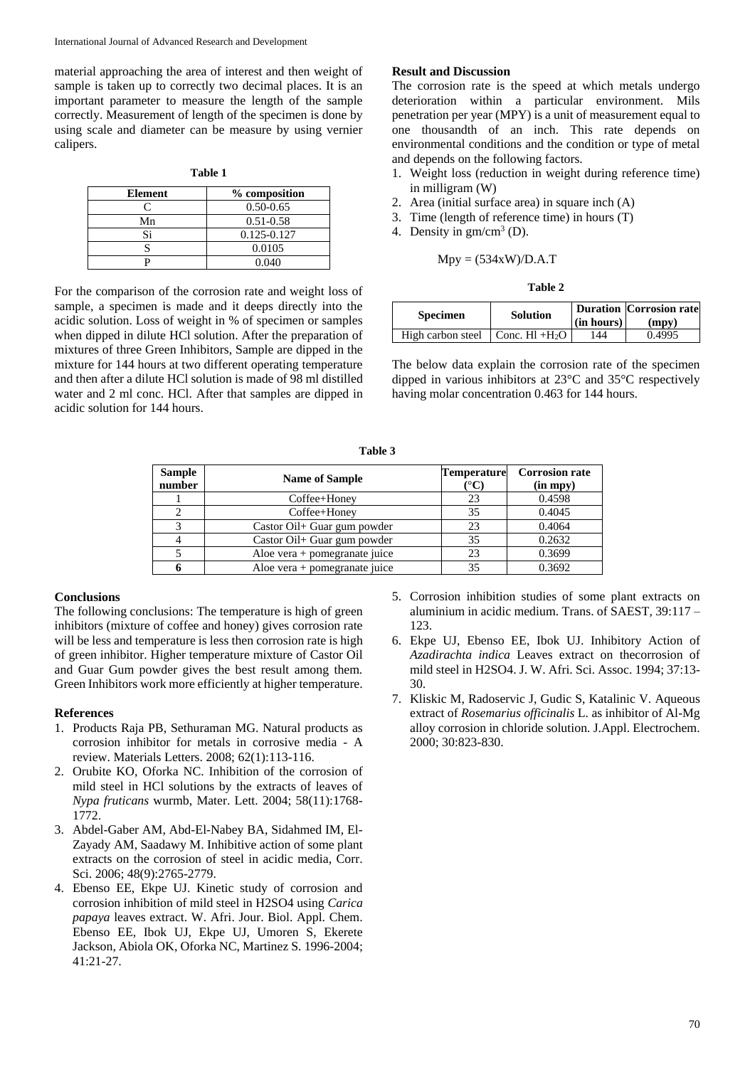material approaching the area of interest and then weight of sample is taken up to correctly two decimal places. It is an important parameter to measure the length of the sample correctly. Measurement of length of the specimen is done by using scale and diameter can be measure by using vernier calipers.

**Table 1**

| Element | % composition |
|---|---|
| C | 0.50-0.65 |
| Mn | 0.51-0.58 |
| Si | 0.125-0.127 |
| S | 0.0105 |
| P | 0.040 |

For the comparison of the corrosion rate and weight loss of sample, a specimen is made and it deeps directly into the acidic solution. Loss of weight in % of specimen or samples when dipped in dilute HCl solution. After the preparation of mixtures of three Green Inhibitors, Sample are dipped in the mixture for 144 hours at two different operating temperature and then after a dilute HCl solution is made of 98 ml distilled water and 2 ml conc. HCl. After that samples are dipped in acidic solution for 144 hours.

## Result and Discussion

The corrosion rate is the speed at which metals undergo deterioration within a particular environment. Mils penetration per year (MPY) is a unit of measurement equal to one thousandth of an inch. This rate depends on environmental conditions and the condition or type of metal and depends on the following factors.

1. Weight loss (reduction in weight during reference time) in milligram (W)
2. Area (initial surface area) in square inch (A)
3. Time (length of reference time) in hours (T)
4. Density in gm/cm$^3$ (D).

$$\text{Mpy} = (534 \text{x} W)/D.A.T$$

**Table 2**

| Specimen | Solution | Duration (in hours) | Corrosion rate (mpy) |
|---|---|---|---|
| High carbon steel | Conc. Hl +$H_2O$ | 144 | 0.4995 |

The below data explain the corrosion rate of the specimen dipped in various inhibitors at 23°C and 35°C respectively having molar concentration 0.463 for 144 hours.

**Table 3**

| Sample number | Name of Sample | Temperature (°C) | Corrosion rate (in mpy) |
|---|---|---|---|
| 1 | Coffee+Honey | 23 | 0.4598 |
| 2 | Coffee+Honey | 35 | 0.4045 |
| 3 | Castor Oil+ Guar gum powder | 23 | 0.4064 |
| 4 | Castor Oil+ Guar gum powder | 35 | 0.2632 |
| 5 | Aloe vera + pomegranate juice | 23 | 0.3699 |
| **6** | Aloe vera + pomegranate juice | 35 | 0.3692 |

## Conclusions

The following conclusions: The temperature is high of green inhibitors (mixture of coffee and honey) gives corrosion rate will be less and temperature is less then corrosion rate is high of green inhibitor. Higher temperature mixture of Castor Oil and Guar Gum powder gives the best result among them. Green Inhibitors work more efficiently at higher temperature.

## References

1. Products Raja PB, Sethuraman MG. Natural products as corrosion inhibitor for metals in corrosive media - A review. Materials Letters. 2008; 62(1):113-116.
2. Orubite KO, Oforka NC. Inhibition of the corrosion of mild steel in HCl solutions by the extracts of leaves of *Nypa fruticans* wurmb, Mater. Lett. 2004; 58(11):1768-1772.
3. Abdel-Gaber AM, Abd-El-Nabey BA, Sidahmed IM, El-Zayady AM, Saadawy M. Inhibitive action of some plant extracts on the corrosion of steel in acidic media, Corr. Sci. 2006; 48(9):2765-2779.
4. Ebenso EE, Ekpe UJ. Kinetic study of corrosion and corrosion inhibition of mild steel in H2SO4 using *Carica papaya* leaves extract. W. Afri. Jour. Biol. Appl. Chem. Ebenso EE, Ibok UJ, Ekpe UJ, Umoren S, Ekerete Jackson, Abiola OK, Oforka NC, Martinez S. 1996-2004; 41:21-27.
5. Corrosion inhibition studies of some plant extracts on aluminium in acidic medium. Trans. of SAEST, 39:117 – 123.
6. Ekpe UJ, Ebenso EE, Ibok UJ. Inhibitory Action of *Azadirachta indica* Leaves extract on thecorrosion of mild steel in H2SO4. J. W. Afri. Sci. Assoc. 1994; 37:13-30.
7. Kliskic M, Radoservic J, Gudic S, Katalinic V. Aqueous extract of *Rosemarius officinalis* L. as inhibitor of Al-Mg alloy corrosion in chloride solution. J.Appl. Electrochem. 2000; 30:823-830.